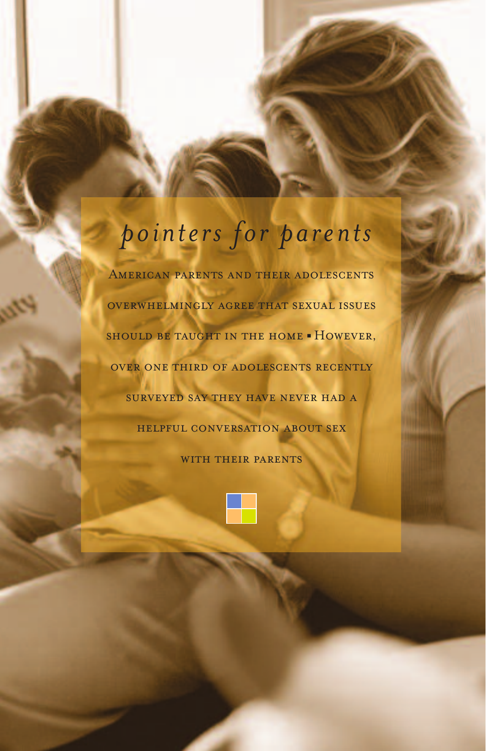# *pointers for parents*

American parents and their adolescents overwhelmingly agree that sexual issues should be taught in the home ▪ However, over one third of adolescents recently surveyed say they have never had a helpful conversation about sex with their parents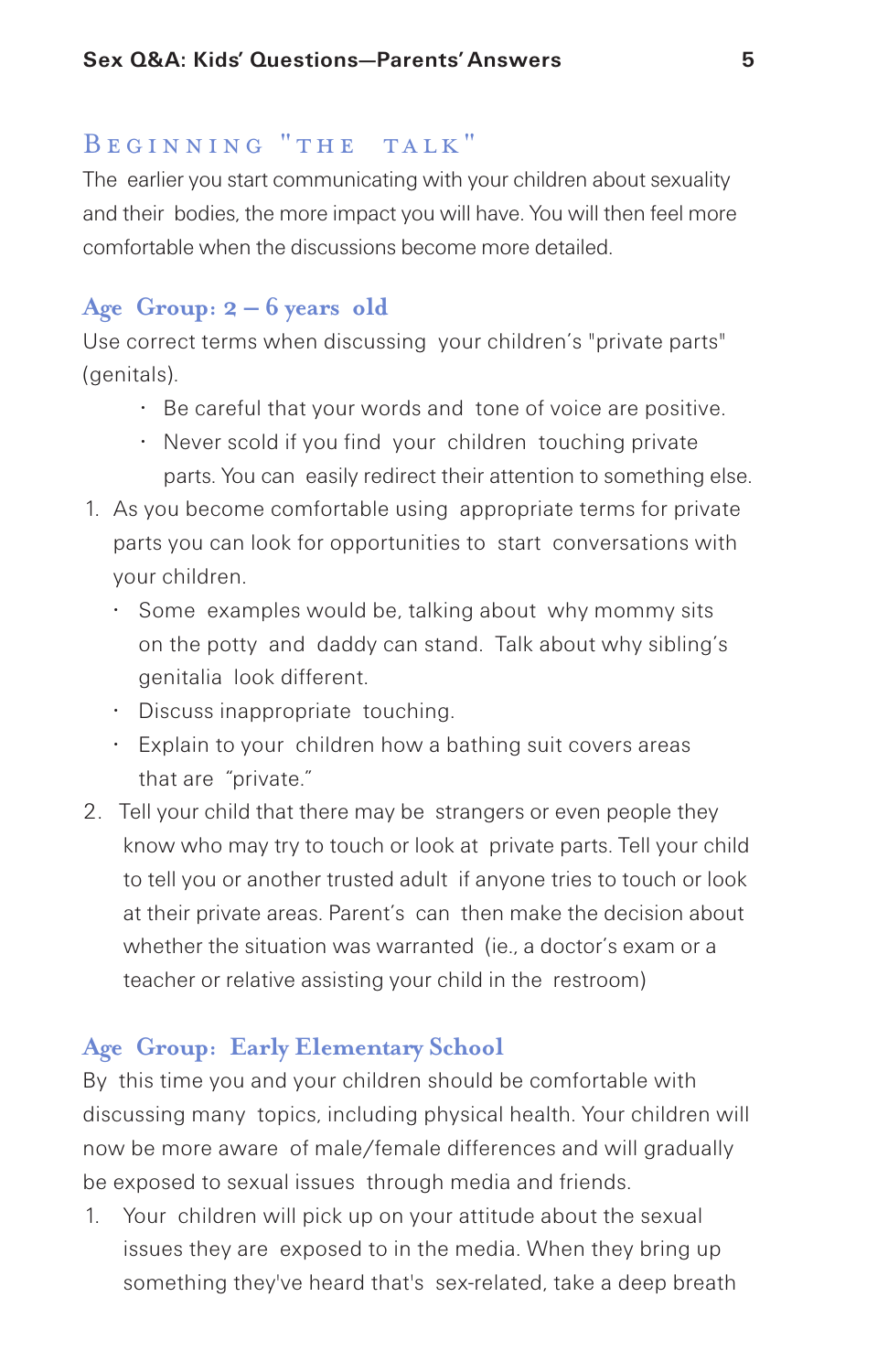## Beginning "the talk"

The earlier you start communicating with your children about sexuality and their bodies, the more impact you will have. You will then feel more comfortable when the discussions become more detailed.

### Age Group: 2 – 6 years old

Use correct terms when discussing your children's "private parts" (genitals).

- Be careful that your words and tone of voice are positive.
- Never scold if you find your children touching private parts. You can easily redirect their attention to something else.

1. As you become comfortable using appropriate terms for private parts you can look for opportunities to start conversations with your children.
   - Some examples would be, talking about why mommy sits on the potty and daddy can stand. Talk about why sibling's genitalia look different.
   - Discuss inappropriate touching.
   - Explain to your children how a bathing suit covers areas that are "private."
2. Tell your child that there may be strangers or even people they know who may try to touch or look at private parts. Tell your child to tell you or another trusted adult if anyone tries to touch or look at their private areas. Parent's can then make the decision about whether the situation was warranted (ie., a doctor's exam or a teacher or relative assisting your child in the restroom)

### Age Group: Early Elementary School

By this time you and your children should be comfortable with discussing many topics, including physical health. Your children will now be more aware of male/female differences and will gradually be exposed to sexual issues through media and friends.

1. Your children will pick up on your attitude about the sexual issues they are exposed to in the media. When they bring up something they've heard that's sex-related, take a deep breath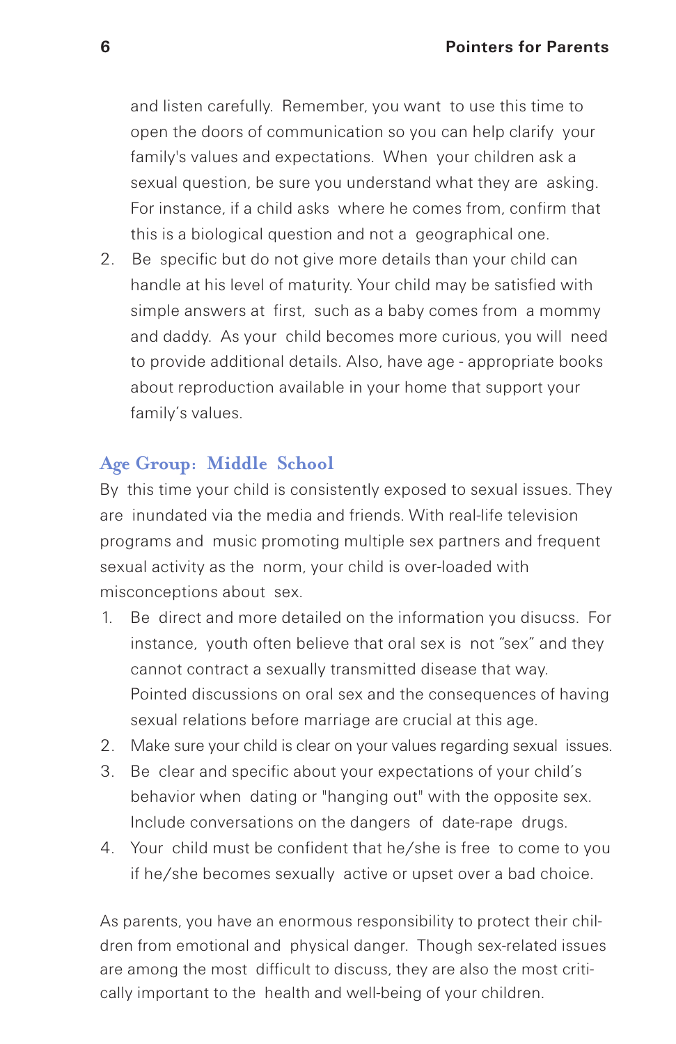and listen carefully. Remember, you want to use this time to open the doors of communication so you can help clarify your family's values and expectations. When your children ask a sexual question, be sure you understand what they are asking. For instance, if a child asks where he comes from, confirm that this is a biological question and not a geographical one.

2. Be specific but do not give more details than your child can handle at his level of maturity. Your child may be satisfied with simple answers at first, such as a baby comes from a mommy and daddy. As your child becomes more curious, you will need to provide additional details. Also, have age - appropriate books about reproduction available in your home that support your family's values.

## Age Group: Middle School

By this time your child is consistently exposed to sexual issues. They are inundated via the media and friends. With real-life television programs and music promoting multiple sex partners and frequent sexual activity as the norm, your child is over-loaded with misconceptions about sex.

1. Be direct and more detailed on the information you disucss. For instance, youth often believe that oral sex is not "sex" and they cannot contract a sexually transmitted disease that way. Pointed discussions on oral sex and the consequences of having sexual relations before marriage are crucial at this age.
2. Make sure your child is clear on your values regarding sexual issues.
3. Be clear and specific about your expectations of your child's behavior when dating or "hanging out" with the opposite sex. Include conversations on the dangers of date-rape drugs.
4. Your child must be confident that he/she is free to come to you if he/she becomes sexually active or upset over a bad choice.

As parents, you have an enormous responsibility to protect their children from emotional and physical danger. Though sex-related issues are among the most difficult to discuss, they are also the most critically important to the health and well-being of your children.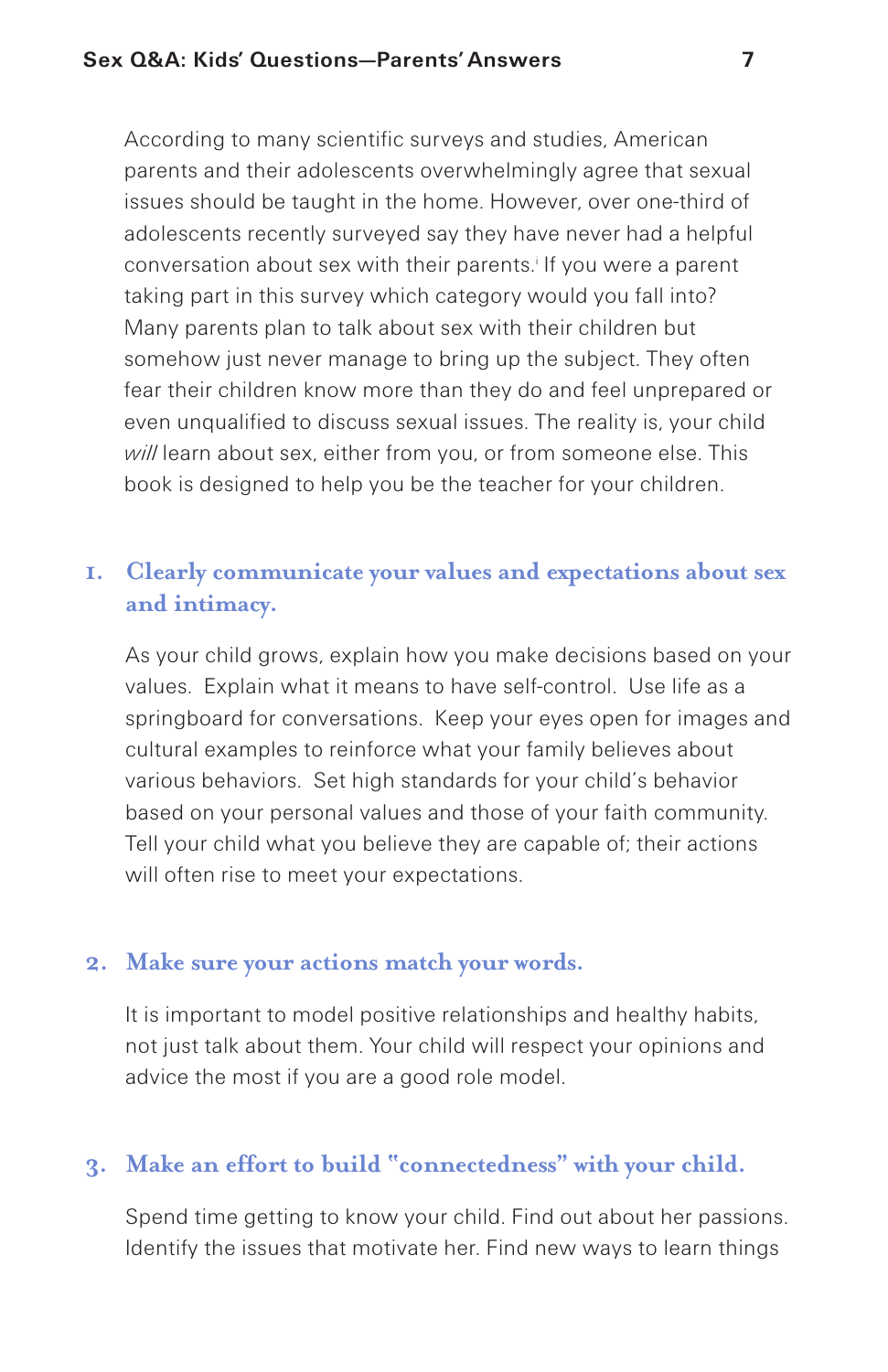According to many scientific surveys and studies, American parents and their adolescents overwhelmingly agree that sexual issues should be taught in the home. However, over one-third of adolescents recently surveyed say they have never had a helpful conversation about sex with their parents.[i] If you were a parent taking part in this survey which category would you fall into? Many parents plan to talk about sex with their children but somehow just never manage to bring up the subject. They often fear their children know more than they do and feel unprepared or even unqualified to discuss sexual issues. The reality is, your child *will* learn about sex, either from you, or from someone else. This book is designed to help you be the teacher for your children.

## 1. Clearly communicate your values and expectations about sex and intimacy.

As your child grows, explain how you make decisions based on your values. Explain what it means to have self-control. Use life as a springboard for conversations. Keep your eyes open for images and cultural examples to reinforce what your family believes about various behaviors. Set high standards for your child's behavior based on your personal values and those of your faith community. Tell your child what you believe they are capable of; their actions will often rise to meet your expectations.

## 2. Make sure your actions match your words.

It is important to model positive relationships and healthy habits, not just talk about them. Your child will respect your opinions and advice the most if you are a good role model.

## 3. Make an effort to build "connectedness" with your child.

Spend time getting to know your child. Find out about her passions. Identify the issues that motivate her. Find new ways to learn things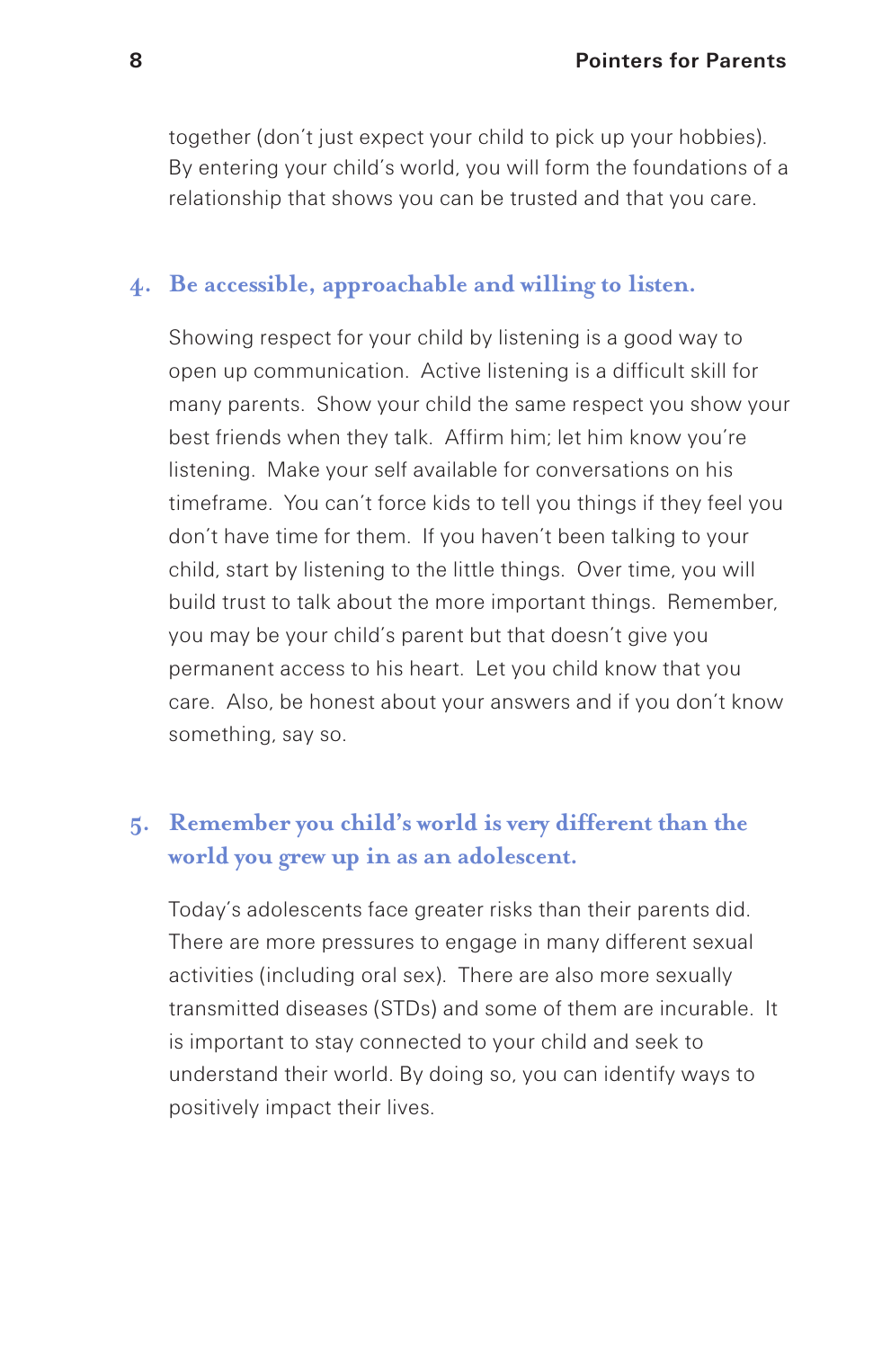together (don't just expect your child to pick up your hobbies). By entering your child's world, you will form the foundations of a relationship that shows you can be trusted and that you care.

### 4. Be accessible, approachable and willing to listen.

Showing respect for your child by listening is a good way to open up communication. Active listening is a difficult skill for many parents. Show your child the same respect you show your best friends when they talk. Affirm him; let him know you're listening. Make your self available for conversations on his timeframe. You can't force kids to tell you things if they feel you don't have time for them. If you haven't been talking to your child, start by listening to the little things. Over time, you will build trust to talk about the more important things. Remember, you may be your child's parent but that doesn't give you permanent access to his heart. Let you child know that you care. Also, be honest about your answers and if you don't know something, say so.

### 5. Remember you child's world is very different than the world you grew up in as an adolescent.

Today's adolescents face greater risks than their parents did. There are more pressures to engage in many different sexual activities (including oral sex). There are also more sexually transmitted diseases (STDs) and some of them are incurable. It is important to stay connected to your child and seek to understand their world. By doing so, you can identify ways to positively impact their lives.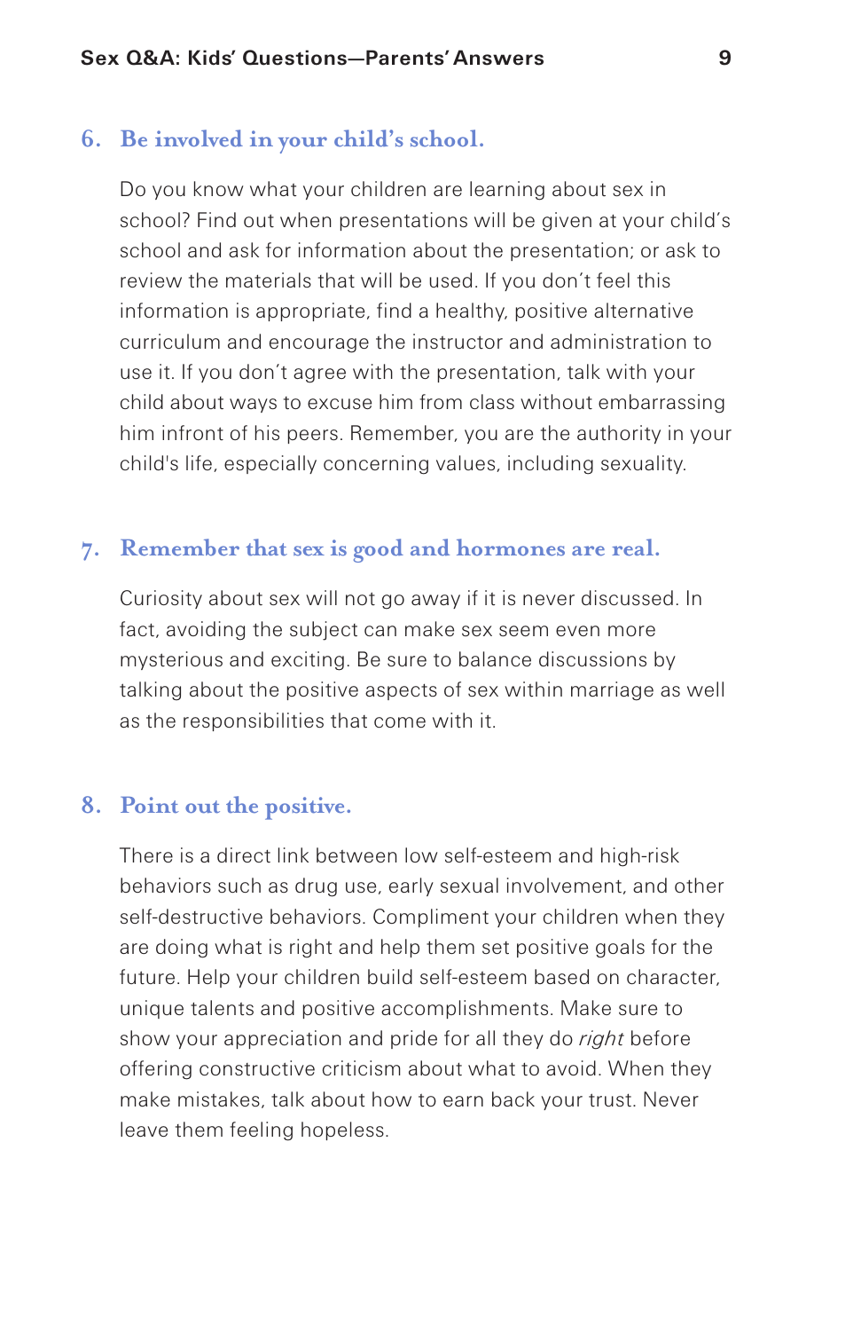### 6. Be involved in your child's school.

Do you know what your children are learning about sex in school? Find out when presentations will be given at your child's school and ask for information about the presentation; or ask to review the materials that will be used. If you don't feel this information is appropriate, find a healthy, positive alternative curriculum and encourage the instructor and administration to use it. If you don't agree with the presentation, talk with your child about ways to excuse him from class without embarrassing him infront of his peers. Remember, you are the authority in your child's life, especially concerning values, including sexuality.

### 7. Remember that sex is good and hormones are real.

Curiosity about sex will not go away if it is never discussed. In fact, avoiding the subject can make sex seem even more mysterious and exciting. Be sure to balance discussions by talking about the positive aspects of sex within marriage as well as the responsibilities that come with it.

### 8. Point out the positive.

There is a direct link between low self-esteem and high-risk behaviors such as drug use, early sexual involvement, and other self-destructive behaviors. Compliment your children when they are doing what is right and help them set positive goals for the future. Help your children build self-esteem based on character, unique talents and positive accomplishments. Make sure to show your appreciation and pride for all they do *right* before offering constructive criticism about what to avoid. When they make mistakes, talk about how to earn back your trust. Never leave them feeling hopeless.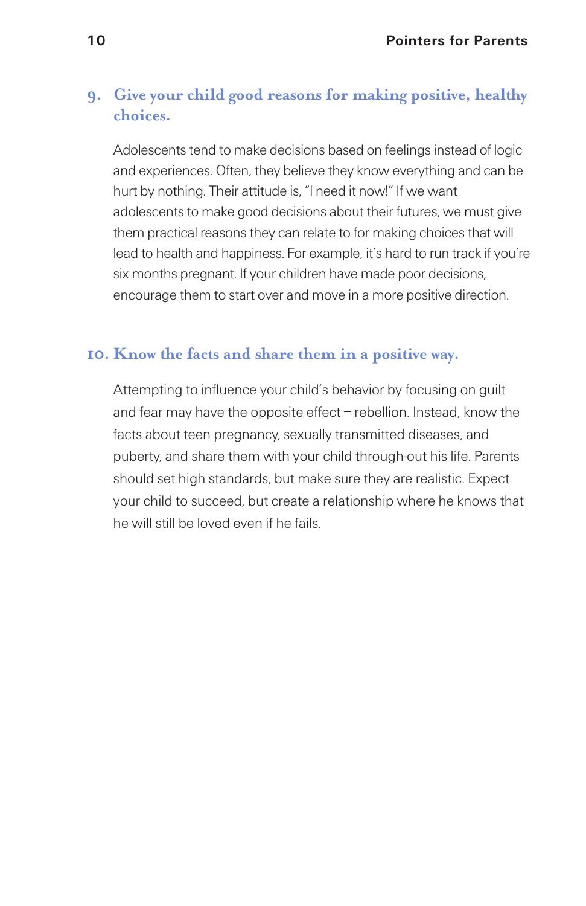## 9. Give your child good reasons for making positive, healthy choices.

Adolescents tend to make decisions based on feelings instead of logic and experiences. Often, they believe they know everything and can be hurt by nothing. Their attitude is, "I need it now!" If we want adolescents to make good decisions about their futures, we must give them practical reasons they can relate to for making choices that will lead to health and happiness. For example, it's hard to run track if you're six months pregnant. If your children have made poor decisions, encourage them to start over and move in a more positive direction.

## 10. Know the facts and share them in a positive way.

Attempting to influence your child's behavior by focusing on guilt and fear may have the opposite effect – rebellion. Instead, know the facts about teen pregnancy, sexually transmitted diseases, and puberty, and share them with your child through-out his life. Parents should set high standards, but make sure they are realistic. Expect your child to succeed, but create a relationship where he knows that he will still be loved even if he fails.